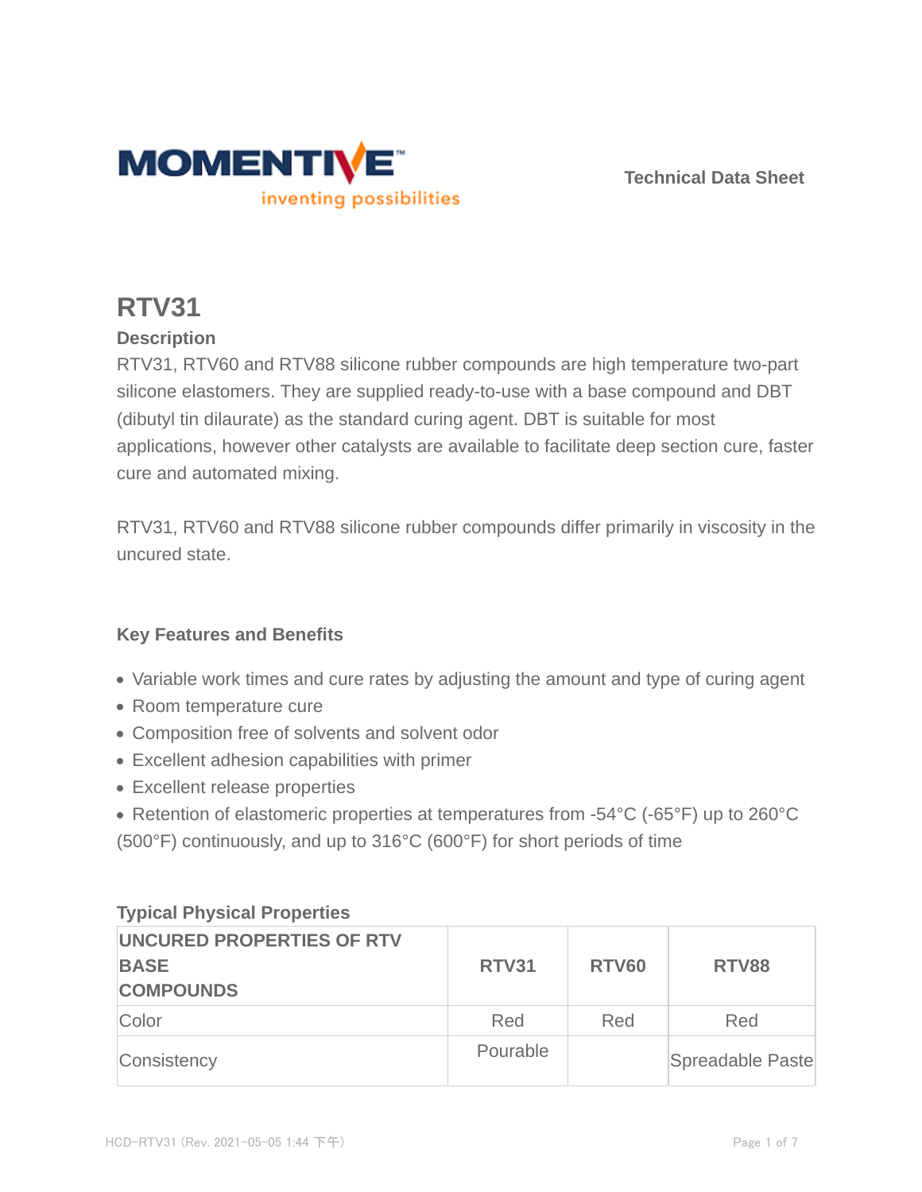Technical Data Sheet

# RTV31

### Description

RTV31, RTV60 and RTV88 silicone rubber compounds are high temperature two-part silicone elastomers. They are supplied ready-to-use with a base compound and DBT (dibutyl tin dilaurate) as the standard curing agent. DBT is suitable for most applications, however other catalysts are available to facilitate deep section cure, faster cure and automated mixing.

RTV31, RTV60 and RTV88 silicone rubber compounds differ primarily in viscosity in the uncured state.

### Key Features and Benefits

- Variable work times and cure rates by adjusting the amount and type of curing agent
- Room temperature cure
- Composition free of solvents and solvent odor
- Excellent adhesion capabilities with primer
- Excellent release properties
- Retention of elastomeric properties at temperatures from -54°C (-65°F) up to 260°C (500°F) continuously, and up to 316°C (600°F) for short periods of time

### Typical Physical Properties

| UNCURED PROPERTIES OF RTV BASE COMPOUNDS | RTV31 | RTV60 | RTV88 |
|---|---|---|---|
| Color | Red | Red | Red |
| Consistency | Pourable | | Spreadable Paste |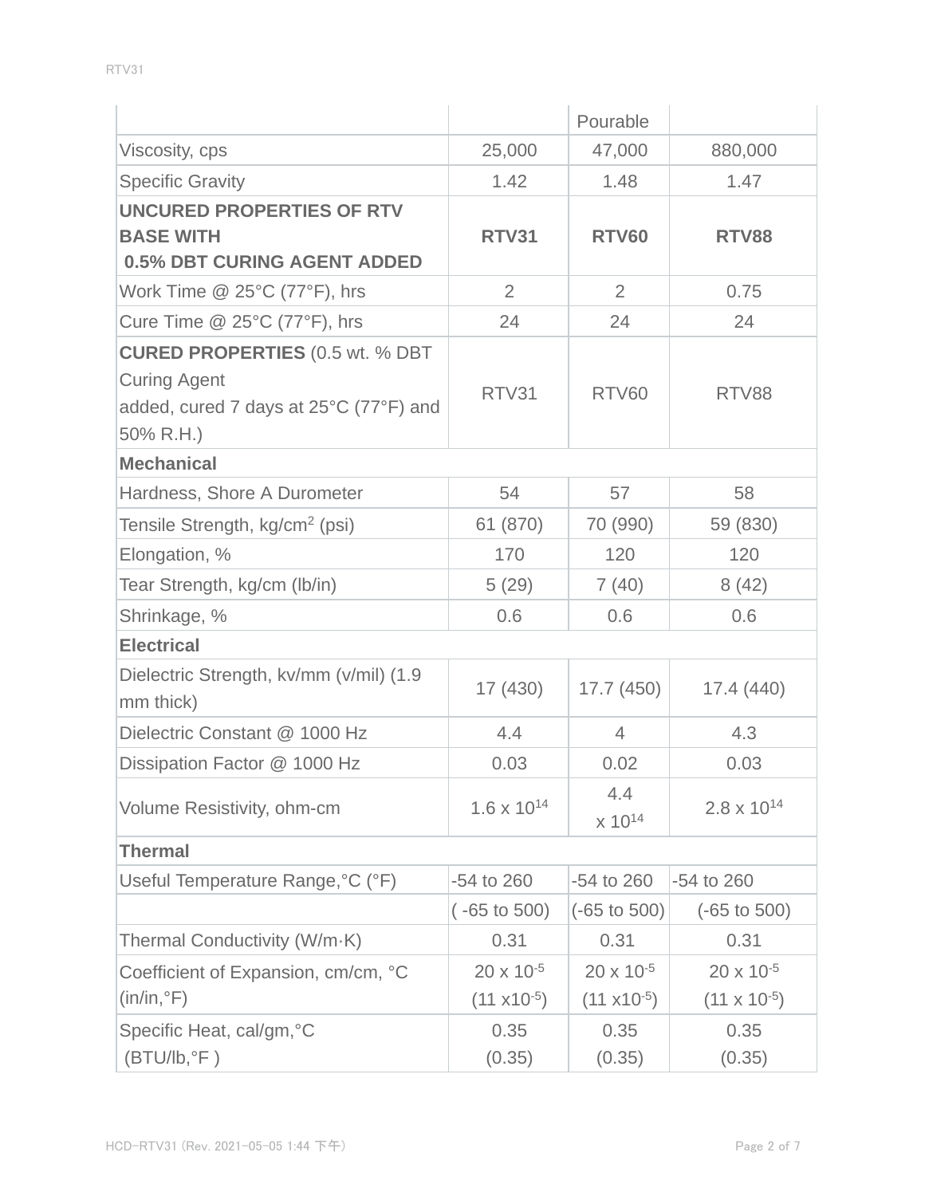| | | Pourable | |
|---|---|---|---|
| Viscosity, cps | 25,000 | 47,000 | 880,000 |
| Specific Gravity | 1.42 | 1.48 | 1.47 |
| **UNCURED PROPERTIES OF RTV BASE WITH 0.5% DBT CURING AGENT ADDED** | **RTV31** | **RTV60** | **RTV88** |
| Work Time @ 25°C (77°F), hrs | 2 | 2 | 0.75 |
| Cure Time @ 25°C (77°F), hrs | 24 | 24 | 24 |
| **CURED PROPERTIES** (0.5 wt. % DBT Curing Agent added, cured 7 days at 25°C (77°F) and 50% R.H.) | RTV31 | RTV60 | RTV88 |
| **Mechanical** | | | |
| Hardness, Shore A Durometer | 54 | 57 | 58 |
| Tensile Strength, $kg/cm^2$ (psi) | 61 (870) | 70 (990) | 59 (830) |
| Elongation, % | 170 | 120 | 120 |
| Tear Strength, kg/cm (lb/in) | 5 (29) | 7 (40) | 8 (42) |
| Shrinkage, % | 0.6 | 0.6 | 0.6 |
| **Electrical** | | | |
| Dielectric Strength, kv/mm (v/mil) (1.9 mm thick) | 17 (430) | 17.7 (450) | 17.4 (440) |
| Dielectric Constant @ 1000 Hz | 4.4 | 4 | 4.3 |
| Dissipation Factor @ 1000 Hz | 0.03 | 0.02 | 0.03 |
| Volume Resistivity, ohm-cm | $1.6 \times 10^{14}$ | $4.4 \times 10^{14}$ | $2.8 \times 10^{14}$ |
| **Thermal** | | | |
| Useful Temperature Range,°C (°F) | -54 to 260 | -54 to 260 | -54 to 260 |
| | ( -65 to 500) | (-65 to 500) | (-65 to 500) |
| Thermal Conductivity (W/m·K) | 0.31 | 0.31 | 0.31 |
| Coefficient of Expansion, cm/cm, °C (in/in,°F) | $20 \times 10^{-5}$ ($11 \times 10^{-5}$) | $20 \times 10^{-5}$ ($11 \times 10^{-5}$) | $20 \times 10^{-5}$ ($11 \times 10^{-5}$) |
| Specific Heat, cal/gm,°C (BTU/lb,°F ) | 0.35 (0.35) | 0.35 (0.35) | 0.35 (0.35) |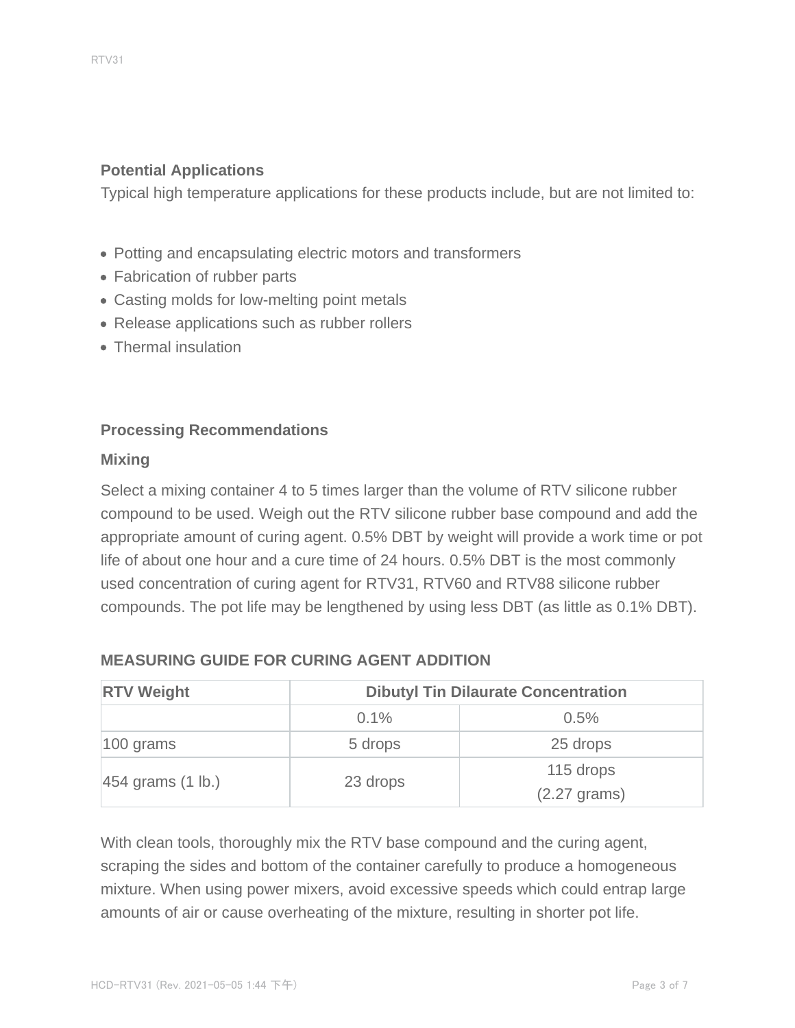## Potential Applications

Typical high temperature applications for these products include, but are not limited to:

- Potting and encapsulating electric motors and transformers
- Fabrication of rubber parts
- Casting molds for low-melting point metals
- Release applications such as rubber rollers
- Thermal insulation

## Processing Recommendations

### Mixing

Select a mixing container 4 to 5 times larger than the volume of RTV silicone rubber compound to be used. Weigh out the RTV silicone rubber base compound and add the appropriate amount of curing agent. 0.5% DBT by weight will provide a work time or pot life of about one hour and a cure time of 24 hours. 0.5% DBT is the most commonly used concentration of curing agent for RTV31, RTV60 and RTV88 silicone rubber compounds. The pot life may be lengthened by using less DBT (as little as 0.1% DBT).

**MEASURING GUIDE FOR CURING AGENT ADDITION**

| RTV Weight | Dibutyl Tin Dilaurate Concentration | |
|---|---|---|
| | 0.1% | 0.5% |
| 100 grams | 5 drops | 25 drops |
| 454 grams (1 lb.) | 23 drops | 115 drops (2.27 grams) |

With clean tools, thoroughly mix the RTV base compound and the curing agent, scraping the sides and bottom of the container carefully to produce a homogeneous mixture. When using power mixers, avoid excessive speeds which could entrap large amounts of air or cause overheating of the mixture, resulting in shorter pot life.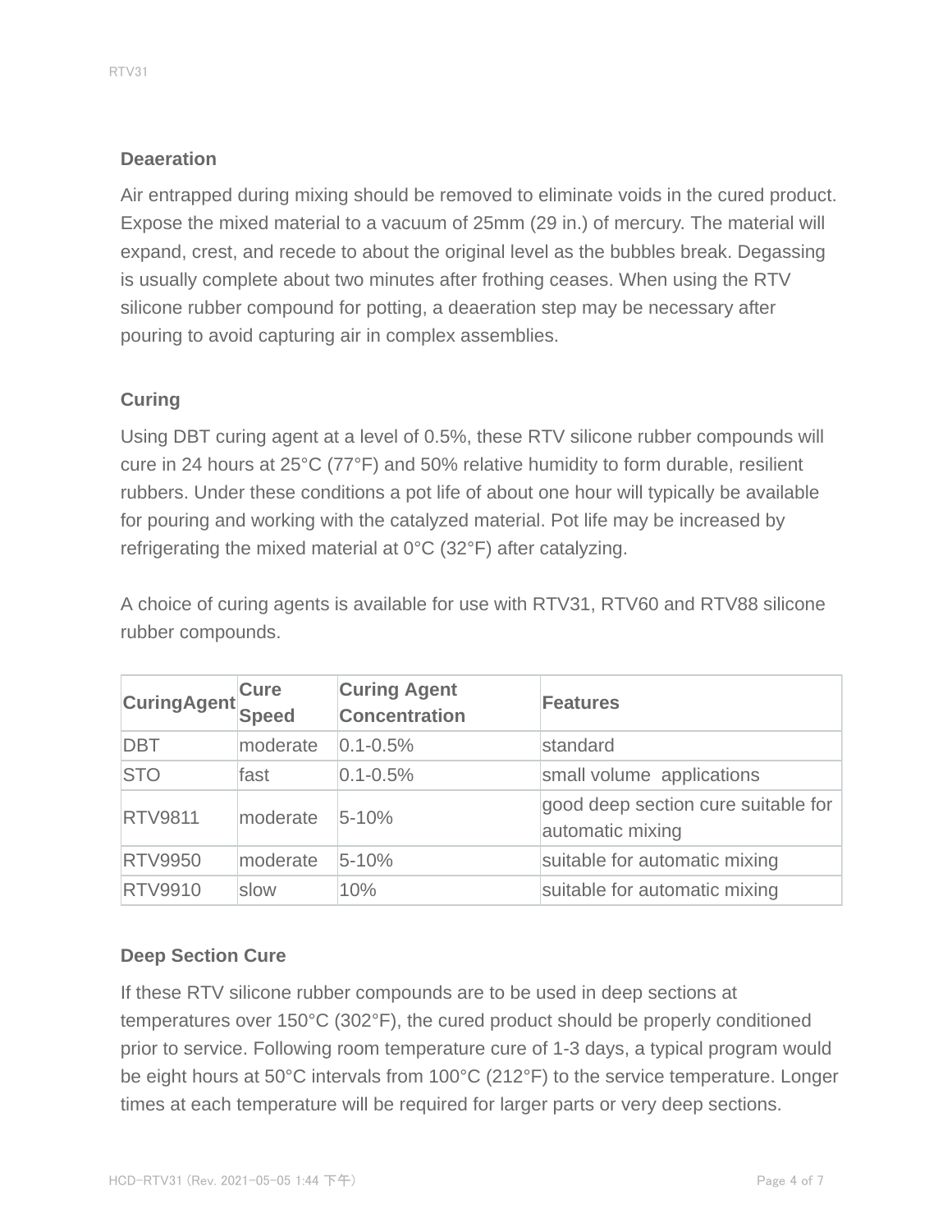### Deaeration

Air entrapped during mixing should be removed to eliminate voids in the cured product. Expose the mixed material to a vacuum of 25mm (29 in.) of mercury. The material will expand, crest, and recede to about the original level as the bubbles break. Degassing is usually complete about two minutes after frothing ceases. When using the RTV silicone rubber compound for potting, a deaeration step may be necessary after pouring to avoid capturing air in complex assemblies.

### Curing

Using DBT curing agent at a level of 0.5%, these RTV silicone rubber compounds will cure in 24 hours at 25°C (77°F) and 50% relative humidity to form durable, resilient rubbers. Under these conditions a pot life of about one hour will typically be available for pouring and working with the catalyzed material. Pot life may be increased by refrigerating the mixed material at 0°C (32°F) after catalyzing.

A choice of curing agents is available for use with RTV31, RTV60 and RTV88 silicone rubber compounds.

| CuringAgent | Cure Speed | Curing Agent Concentration | Features |
| --- | --- | --- | --- |
| DBT | moderate | 0.1-0.5% | standard |
| STO | fast | 0.1-0.5% | small volume applications |
| RTV9811 | moderate | 5-10% | good deep section cure suitable for automatic mixing |
| RTV9950 | moderate | 5-10% | suitable for automatic mixing |
| RTV9910 | slow | 10% | suitable for automatic mixing |

### Deep Section Cure

If these RTV silicone rubber compounds are to be used in deep sections at temperatures over 150°C (302°F), the cured product should be properly conditioned prior to service. Following room temperature cure of 1-3 days, a typical program would be eight hours at 50°C intervals from 100°C (212°F) to the service temperature. Longer times at each temperature will be required for larger parts or very deep sections.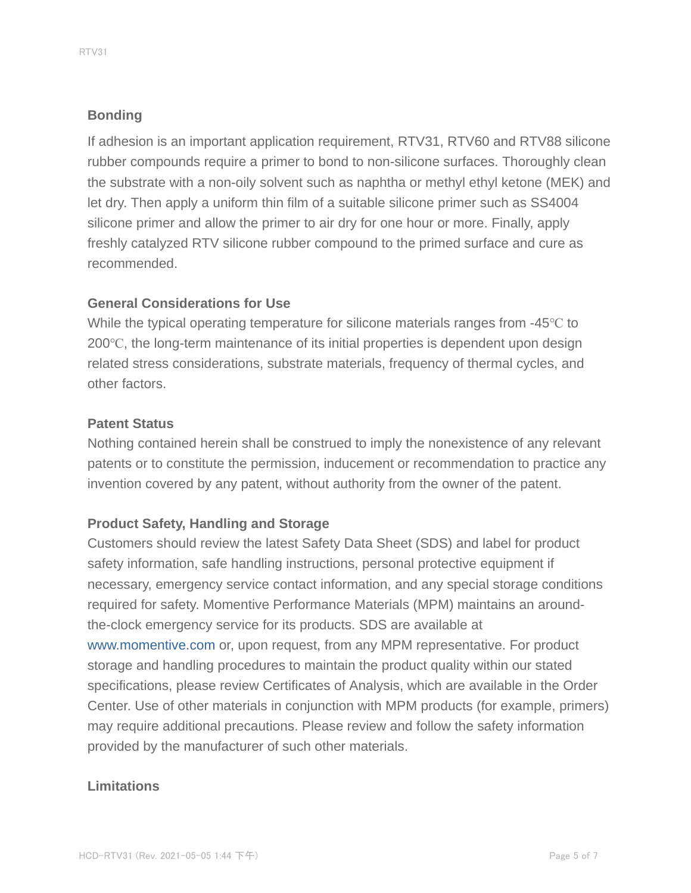## Bonding

If adhesion is an important application requirement, RTV31, RTV60 and RTV88 silicone rubber compounds require a primer to bond to non-silicone surfaces. Thoroughly clean the substrate with a non-oily solvent such as naphtha or methyl ethyl ketone (MEK) and let dry. Then apply a uniform thin film of a suitable silicone primer such as SS4004 silicone primer and allow the primer to air dry for one hour or more. Finally, apply freshly catalyzed RTV silicone rubber compound to the primed surface and cure as recommended.

## General Considerations for Use

While the typical operating temperature for silicone materials ranges from -45℃ to 200℃, the long-term maintenance of its initial properties is dependent upon design related stress considerations, substrate materials, frequency of thermal cycles, and other factors.

## Patent Status

Nothing contained herein shall be construed to imply the nonexistence of any relevant patents or to constitute the permission, inducement or recommendation to practice any invention covered by any patent, without authority from the owner of the patent.

## Product Safety, Handling and Storage

Customers should review the latest Safety Data Sheet (SDS) and label for product safety information, safe handling instructions, personal protective equipment if necessary, emergency service contact information, and any special storage conditions required for safety. Momentive Performance Materials (MPM) maintains an around-the-clock emergency service for its products. SDS are available at www.momentive.com or, upon request, from any MPM representative. For product storage and handling procedures to maintain the product quality within our stated specifications, please review Certificates of Analysis, which are available in the Order Center. Use of other materials in conjunction with MPM products (for example, primers) may require additional precautions. Please review and follow the safety information provided by the manufacturer of such other materials.

## Limitations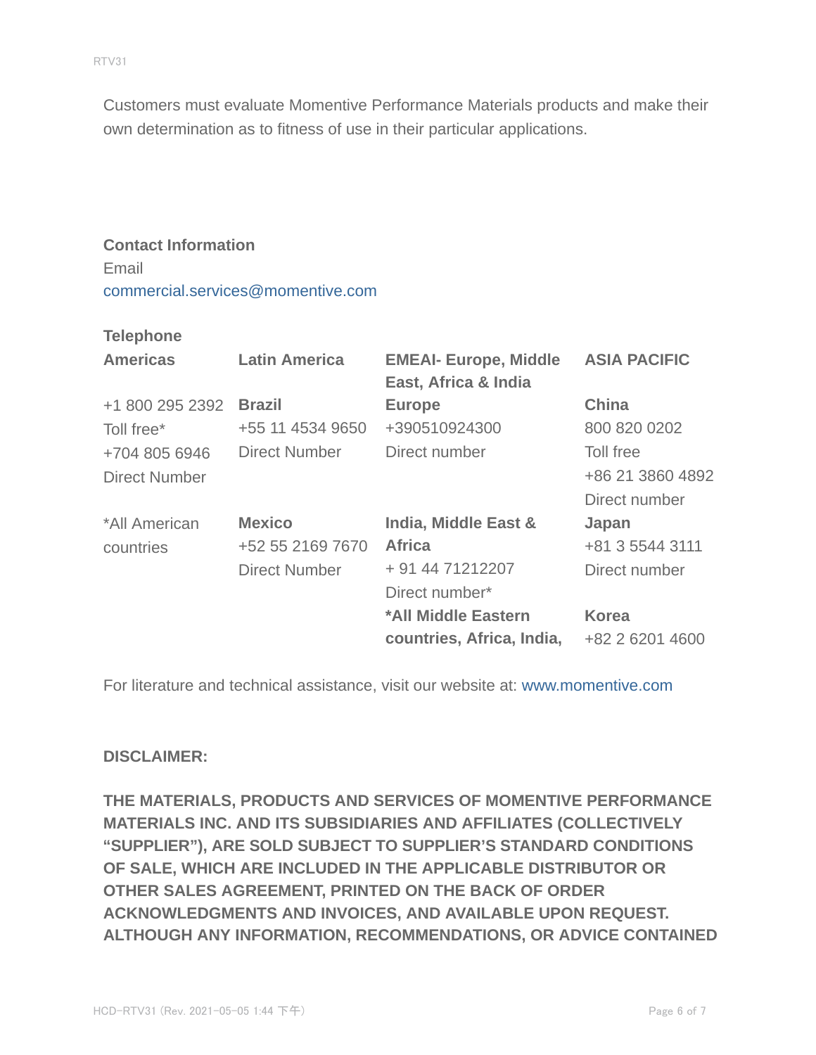Customers must evaluate Momentive Performance Materials products and make their own determination as to fitness of use in their particular applications.

**Contact Information**

Email

commercial.services@momentive.com

**Telephone**

| **Americas** | **Latin America** | **EMEAI- Europe, Middle East, Africa & India** | **ASIA PACIFIC** |
|---|---|---|---|
| +1 800 295 2392<br>Toll free*<br>+704 805 6946<br>Direct Number | **Brazil**<br>+55 11 4534 9650<br>Direct Number | **Europe**<br>+390510924300<br>Direct number | **China**<br>800 820 0202<br>Toll free<br>+86 21 3860 4892<br>Direct number |
| *All American countries | **Mexico**<br>+52 55 2169 7670<br>Direct Number | **India, Middle East & Africa**<br>+ 91 44 71212207<br>Direct number* | **Japan**<br>+81 3 5544 3111<br>Direct number |
| | | ***All Middle Eastern countries, Africa, India,** | **Korea**<br>+82 2 6201 4600 |

For literature and technical assistance, visit our website at: www.momentive.com

**DISCLAIMER:**

**THE MATERIALS, PRODUCTS AND SERVICES OF MOMENTIVE PERFORMANCE MATERIALS INC. AND ITS SUBSIDIARIES AND AFFILIATES (COLLECTIVELY "SUPPLIER"), ARE SOLD SUBJECT TO SUPPLIER'S STANDARD CONDITIONS OF SALE, WHICH ARE INCLUDED IN THE APPLICABLE DISTRIBUTOR OR OTHER SALES AGREEMENT, PRINTED ON THE BACK OF ORDER ACKNOWLEDGMENTS AND INVOICES, AND AVAILABLE UPON REQUEST. ALTHOUGH ANY INFORMATION, RECOMMENDATIONS, OR ADVICE CONTAINED**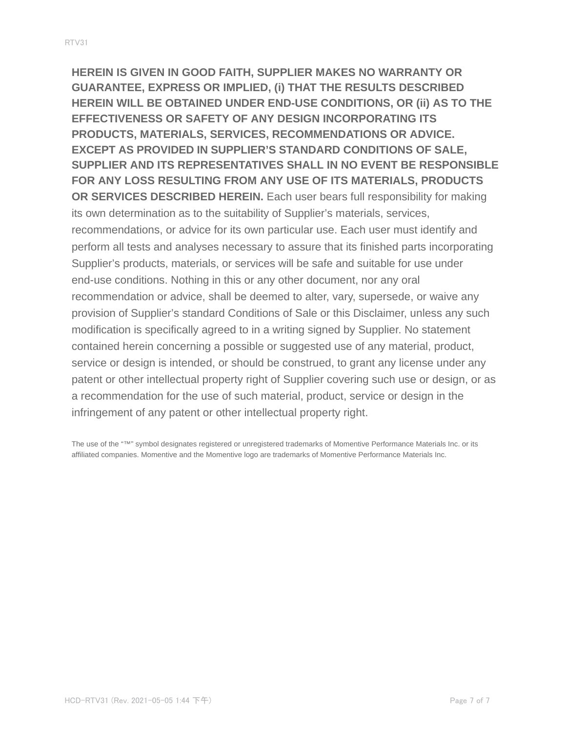**HEREIN IS GIVEN IN GOOD FAITH, SUPPLIER MAKES NO WARRANTY OR GUARANTEE, EXPRESS OR IMPLIED, (i) THAT THE RESULTS DESCRIBED HEREIN WILL BE OBTAINED UNDER END-USE CONDITIONS, OR (ii) AS TO THE EFFECTIVENESS OR SAFETY OF ANY DESIGN INCORPORATING ITS PRODUCTS, MATERIALS, SERVICES, RECOMMENDATIONS OR ADVICE. EXCEPT AS PROVIDED IN SUPPLIER'S STANDARD CONDITIONS OF SALE, SUPPLIER AND ITS REPRESENTATIVES SHALL IN NO EVENT BE RESPONSIBLE FOR ANY LOSS RESULTING FROM ANY USE OF ITS MATERIALS, PRODUCTS OR SERVICES DESCRIBED HEREIN.** Each user bears full responsibility for making its own determination as to the suitability of Supplier's materials, services, recommendations, or advice for its own particular use. Each user must identify and perform all tests and analyses necessary to assure that its finished parts incorporating Supplier's products, materials, or services will be safe and suitable for use under end-use conditions. Nothing in this or any other document, nor any oral recommendation or advice, shall be deemed to alter, vary, supersede, or waive any provision of Supplier's standard Conditions of Sale or this Disclaimer, unless any such modification is specifically agreed to in a writing signed by Supplier. No statement contained herein concerning a possible or suggested use of any material, product, service or design is intended, or should be construed, to grant any license under any patent or other intellectual property right of Supplier covering such use or design, or as a recommendation for the use of such material, product, service or design in the infringement of any patent or other intellectual property right.

The use of the "™" symbol designates registered or unregistered trademarks of Momentive Performance Materials Inc. or its affiliated companies. Momentive and the Momentive logo are trademarks of Momentive Performance Materials Inc.